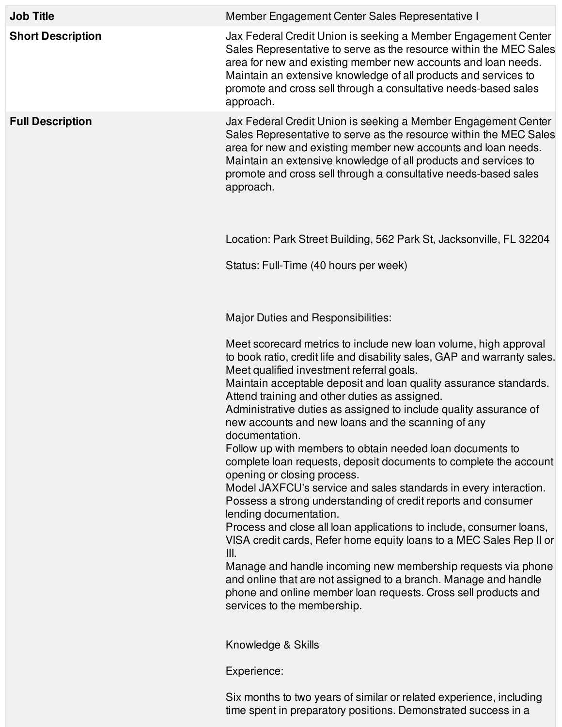| | |
|---|---|
| **Job Title** | Member Engagement Center Sales Representative I |
| **Short Description** | Jax Federal Credit Union is seeking a Member Engagement Center Sales Representative to serve as the resource within the MEC Sales area for new and existing member new accounts and loan needs. Maintain an extensive knowledge of all products and services to promote and cross sell through a consultative needs-based sales approach. |
| **Full Description** | Jax Federal Credit Union is seeking a Member Engagement Center Sales Representative to serve as the resource within the MEC Sales area for new and existing member new accounts and loan needs. Maintain an extensive knowledge of all products and services to promote and cross sell through a consultative needs-based sales approach.<br><br>Location: Park Street Building, 562 Park St, Jacksonville, FL 32204<br><br>Status: Full-Time (40 hours per week)<br><br>Major Duties and Responsibilities:<br><br>Meet scorecard metrics to include new loan volume, high approval to book ratio, credit life and disability sales, GAP and warranty sales.<br>Meet qualified investment referral goals.<br>Maintain acceptable deposit and loan quality assurance standards.<br>Attend training and other duties as assigned.<br>Administrative duties as assigned to include quality assurance of new accounts and new loans and the scanning of any documentation.<br>Follow up with members to obtain needed loan documents to complete loan requests, deposit documents to complete the account opening or closing process.<br>Model JAXFCU's service and sales standards in every interaction.<br>Possess a strong understanding of credit reports and consumer lending documentation.<br>Process and close all loan applications to include, consumer loans, VISA credit cards, Refer home equity loans to a MEC Sales Rep II or III.<br>Manage and handle incoming new membership requests via phone and online that are not assigned to a branch. Manage and handle phone and online member loan requests. Cross sell products and services to the membership.<br><br>Knowledge & Skills<br><br>Experience:<br><br>Six months to two years of similar or related experience, including time spent in preparatory positions. Demonstrated success in a |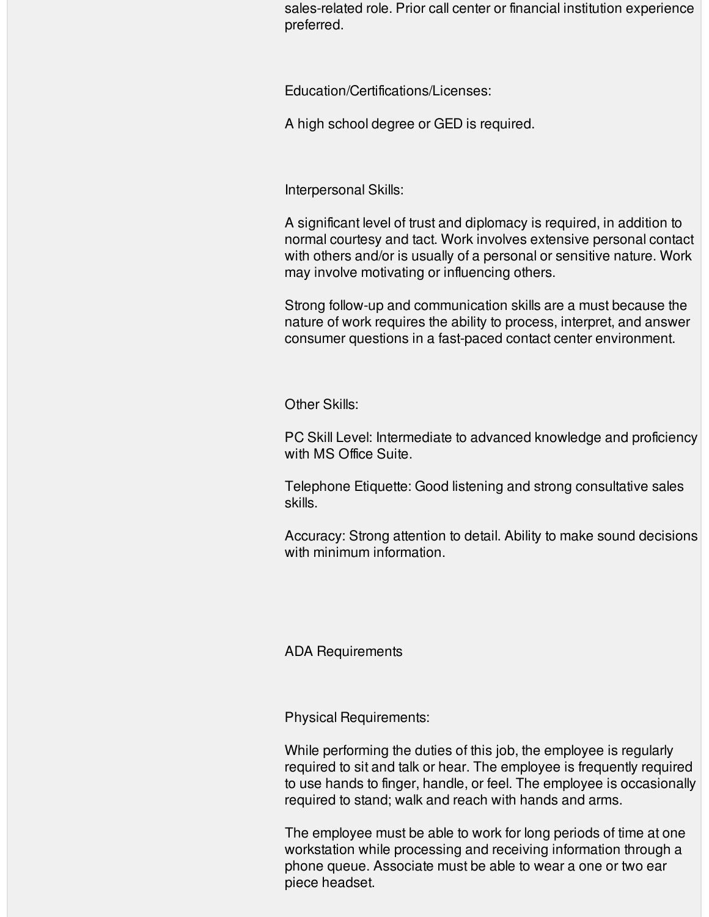sales-related role. Prior call center or financial institution experience preferred.

Education/Certifications/Licenses:

A high school degree or GED is required.

Interpersonal Skills:

A significant level of trust and diplomacy is required, in addition to normal courtesy and tact. Work involves extensive personal contact with others and/or is usually of a personal or sensitive nature. Work may involve motivating or influencing others.

Strong follow-up and communication skills are a must because the nature of work requires the ability to process, interpret, and answer consumer questions in a fast-paced contact center environment.

Other Skills:

PC Skill Level: Intermediate to advanced knowledge and proficiency with MS Office Suite.

Telephone Etiquette: Good listening and strong consultative sales skills.

Accuracy: Strong attention to detail. Ability to make sound decisions with minimum information.

ADA Requirements

Physical Requirements:

While performing the duties of this job, the employee is regularly required to sit and talk or hear. The employee is frequently required to use hands to finger, handle, or feel. The employee is occasionally required to stand; walk and reach with hands and arms.

The employee must be able to work for long periods of time at one workstation while processing and receiving information through a phone queue. Associate must be able to wear a one or two ear piece headset.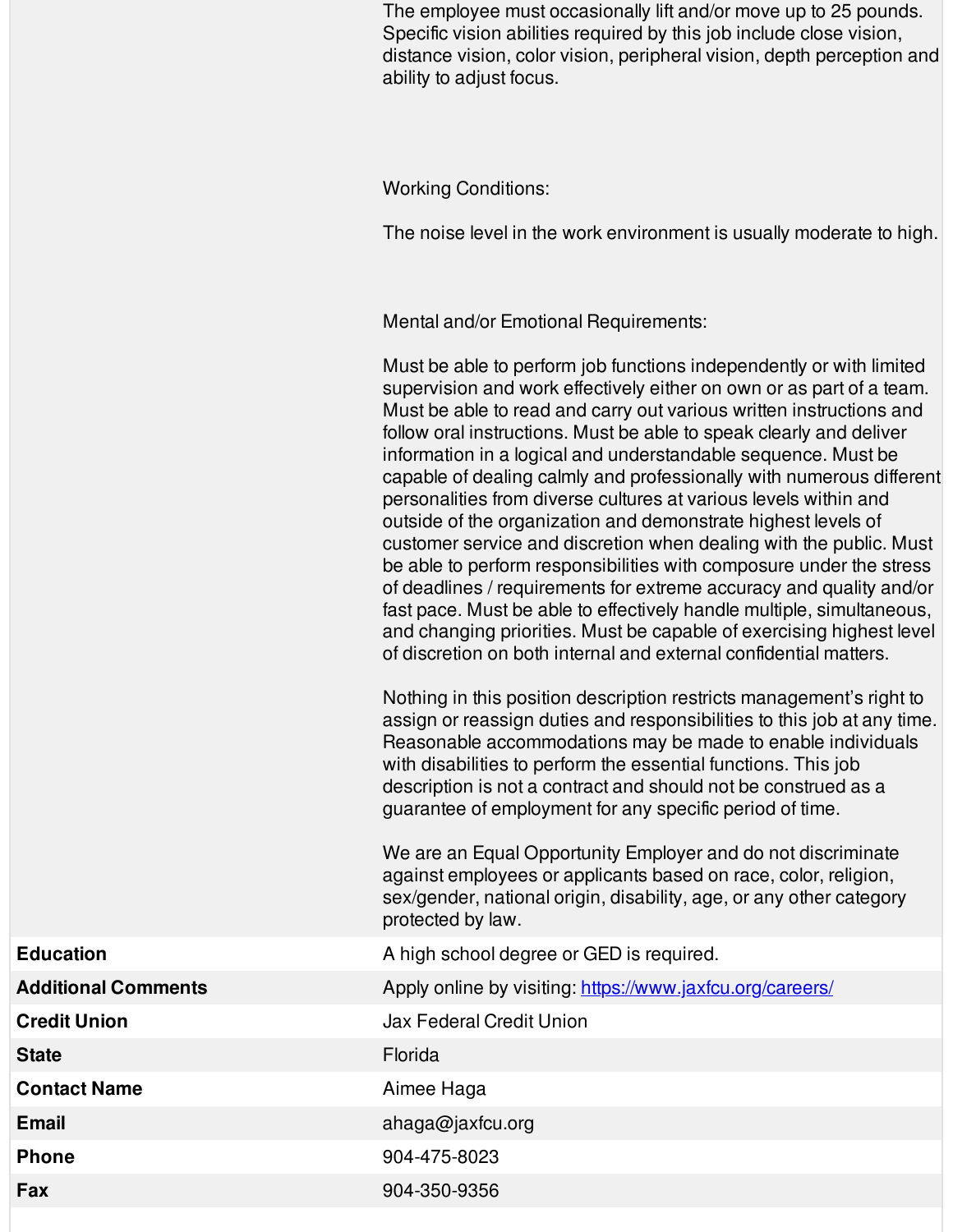The employee must occasionally lift and/or move up to 25 pounds. Specific vision abilities required by this job include close vision, distance vision, color vision, peripheral vision, depth perception and ability to adjust focus.

Working Conditions:

The noise level in the work environment is usually moderate to high.

Mental and/or Emotional Requirements:

Must be able to perform job functions independently or with limited supervision and work effectively either on own or as part of a team. Must be able to read and carry out various written instructions and follow oral instructions. Must be able to speak clearly and deliver information in a logical and understandable sequence. Must be capable of dealing calmly and professionally with numerous different personalities from diverse cultures at various levels within and outside of the organization and demonstrate highest levels of customer service and discretion when dealing with the public. Must be able to perform responsibilities with composure under the stress of deadlines / requirements for extreme accuracy and quality and/or fast pace. Must be able to effectively handle multiple, simultaneous, and changing priorities. Must be capable of exercising highest level of discretion on both internal and external confidential matters.

Nothing in this position description restricts management's right to assign or reassign duties and responsibilities to this job at any time. Reasonable accommodations may be made to enable individuals with disabilities to perform the essential functions. This job description is not a contract and should not be construed as a guarantee of employment for any specific period of time.

We are an Equal Opportunity Employer and do not discriminate against employees or applicants based on race, color, religion, sex/gender, national origin, disability, age, or any other category protected by law.

| | |
|---|---|
| **Education** | A high school degree or GED is required. |
| **Additional Comments** | Apply online by visiting: https://www.jaxfcu.org/careers/ |
| **Credit Union** | Jax Federal Credit Union |
| **State** | Florida |
| **Contact Name** | Aimee Haga |
| **Email** | ahaga@jaxfcu.org |
| **Phone** | 904-475-8023 |
| **Fax** | 904-350-9356 |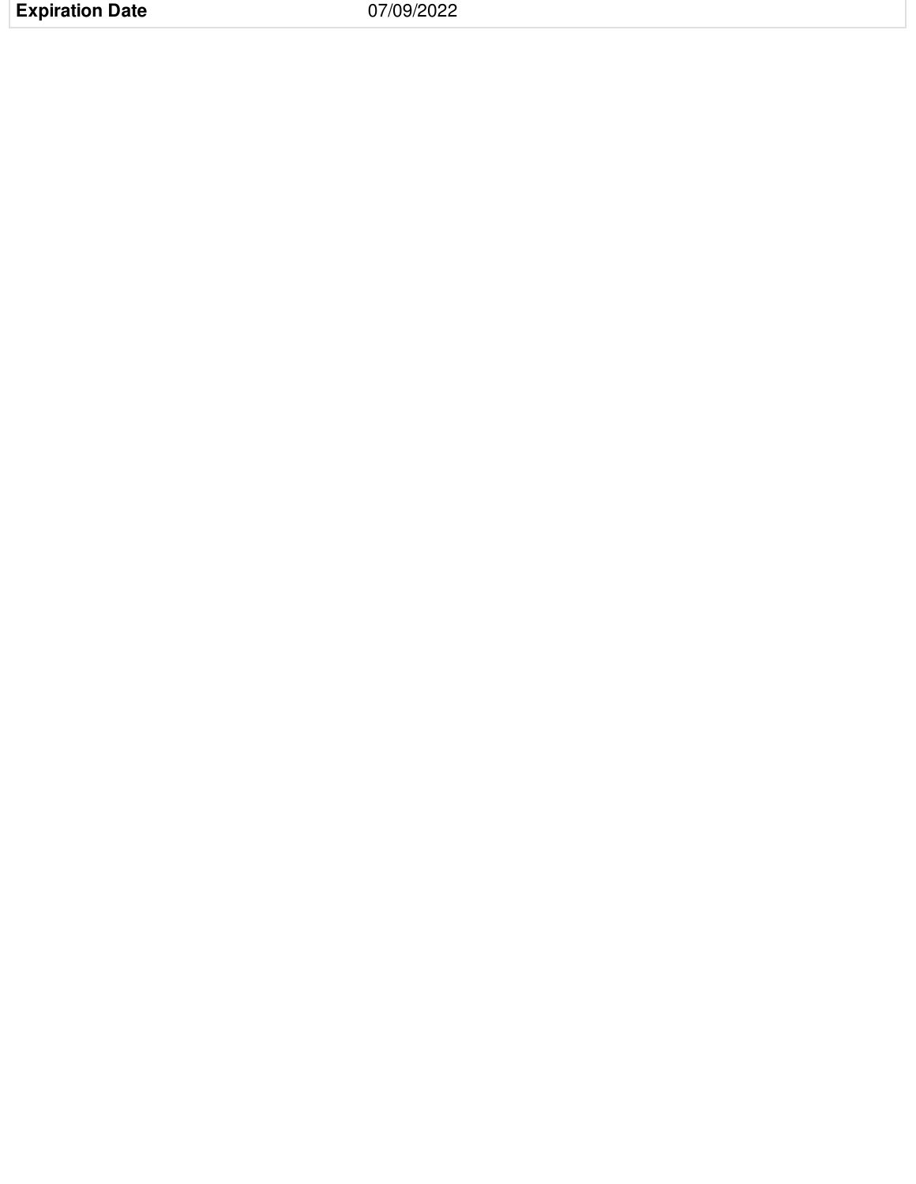| | |
|---|---|
| **Expiration Date** | 07/09/2022 |